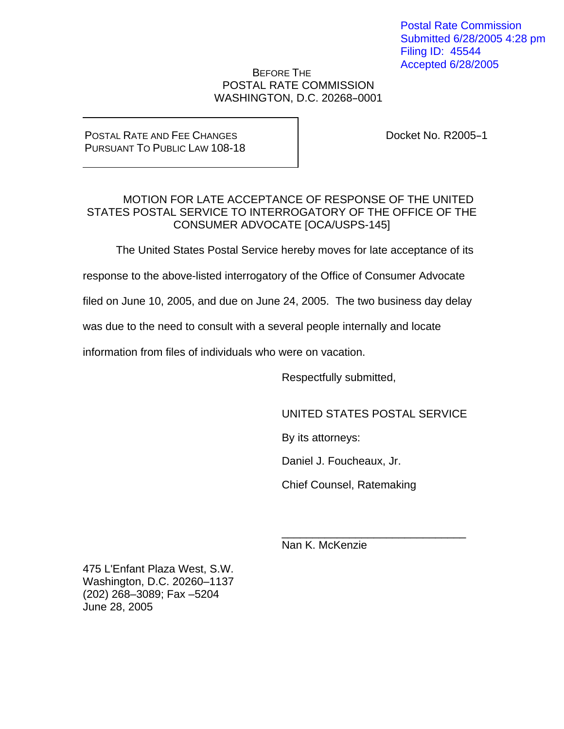Postal Rate Commission
Submitted 6/28/2005 4:28 pm
Filing ID: 45544
Accepted 6/28/2005

BEFORE THE
POSTAL RATE COMMISSION
WASHINGTON, D.C. 20268–0001

| POSTAL RATE AND FEE CHANGES PURSUANT TO PUBLIC LAW 108-18 | Docket No. R2005–1 |
|---|---|

MOTION FOR LATE ACCEPTANCE OF RESPONSE OF THE UNITED STATES POSTAL SERVICE TO INTERROGATORY OF THE OFFICE OF THE CONSUMER ADVOCATE [OCA/USPS-145]

The United States Postal Service hereby moves for late acceptance of its response to the above-listed interrogatory of the Office of Consumer Advocate filed on June 10, 2005, and due on June 24, 2005. The two business day delay was due to the need to consult with a several people internally and locate information from files of individuals who were on vacation.

Respectfully submitted,

UNITED STATES POSTAL SERVICE

By its attorneys:

Daniel J. Foucheaux, Jr.

Chief Counsel, Ratemaking

\_\_\_\_\_\_\_\_\_\_\_\_\_\_\_\_\_\_\_\_\_\_\_\_\_\_\_\_\_\_
Nan K. McKenzie

475 L'Enfant Plaza West, S.W.
Washington, D.C. 20260–1137
(202) 268–3089; Fax –5204
June 28, 2005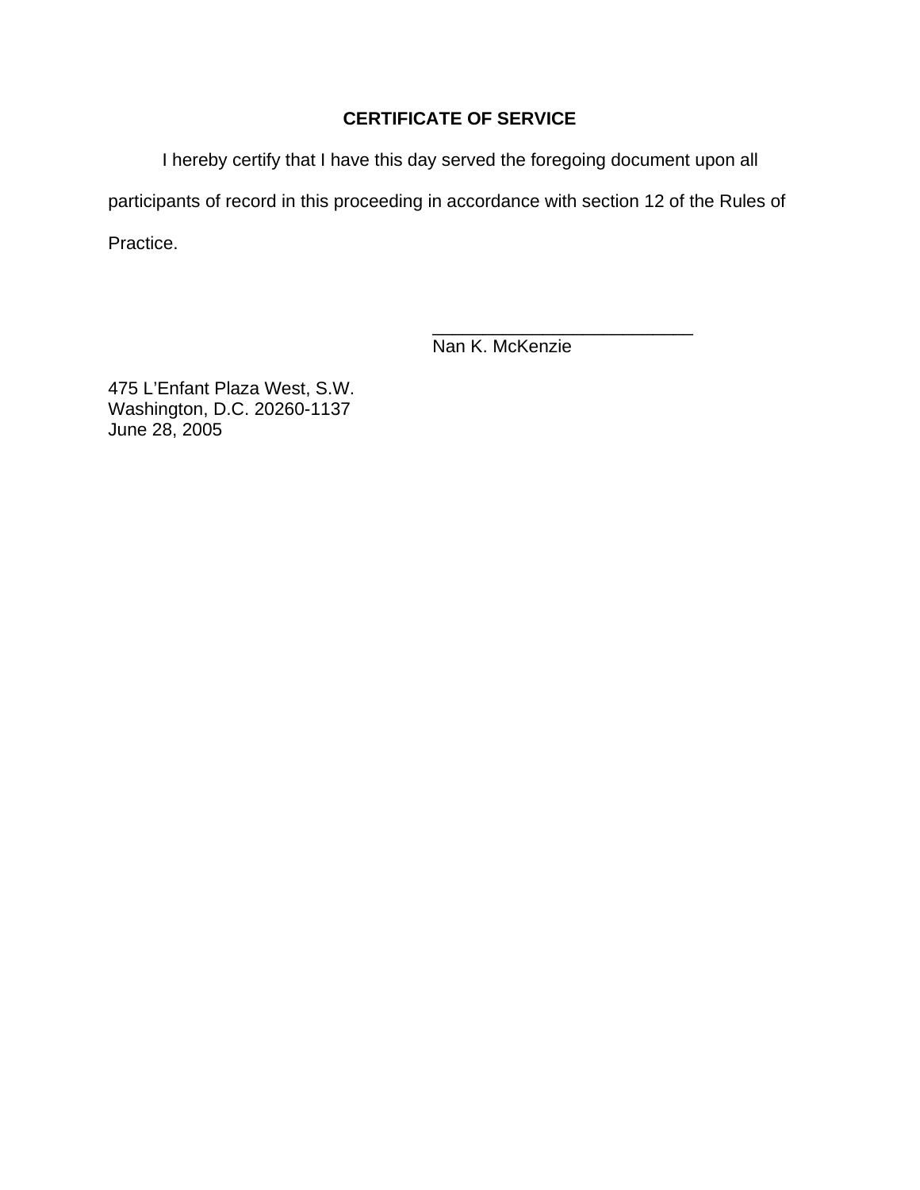## CERTIFICATE OF SERVICE

I hereby certify that I have this day served the foregoing document upon all participants of record in this proceeding in accordance with section 12 of the Rules of Practice.

\_\_\_\_\_\_\_\_\_\_\_\_\_\_\_\_\_\_\_\_\_\_\_\_\_\_\_
Nan K. McKenzie

475 L'Enfant Plaza West, S.W.
Washington, D.C. 20260-1137
June 28, 2005